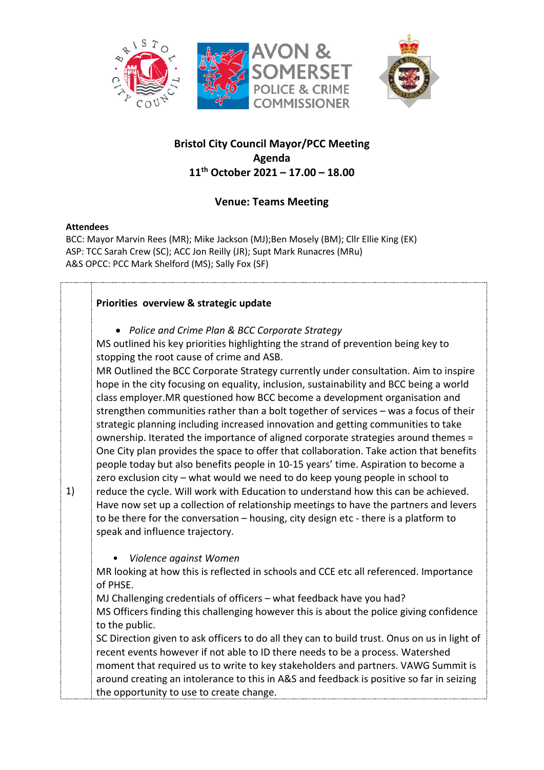**Bristol City Council Mayor/PCC Meeting**
**Agenda**
**11th October 2021 – 17.00 – 18.00**

**Venue: Teams Meeting**

**Attendees**

BCC: Mayor Marvin Rees (MR); Mike Jackson (MJ);Ben Mosely (BM); Cllr Ellie King (EK)
ASP: TCC Sarah Crew (SC); ACC Jon Reilly (JR); Supt Mark Runacres (MRu)
A&S OPCC: PCC Mark Shelford (MS); Sally Fox (SF)

| | |
|---|---|
| 1) | **Priorities overview & strategic update**<br><br>• *Police and Crime Plan & BCC Corporate Strategy*<br>MS outlined his key priorities highlighting the strand of prevention being key to stopping the root cause of crime and ASB.<br>MR Outlined the BCC Corporate Strategy currently under consultation. Aim to inspire hope in the city focusing on equality, inclusion, sustainability and BCC being a world class employer.MR questioned how BCC become a development organisation and strengthen communities rather than a bolt together of services – was a focus of their strategic planning including increased innovation and getting communities to take ownership. Iterated the importance of aligned corporate strategies around themes = One City plan provides the space to offer that collaboration. Take action that benefits people today but also benefits people in 10-15 years' time. Aspiration to become a zero exclusion city – what would we need to do keep young people in school to reduce the cycle. Will work with Education to understand how this can be achieved. Have now set up a collection of relationship meetings to have the partners and levers to be there for the conversation – housing, city design etc - there is a platform to speak and influence trajectory.<br><br>• *Violence against Women*<br>MR looking at how this is reflected in schools and CCE etc all referenced. Importance of PHSE.<br>MJ Challenging credentials of officers – what feedback have you had?<br>MS Officers finding this challenging however this is about the police giving confidence to the public.<br>SC Direction given to ask officers to do all they can to build trust. Onus on us in light of recent events however if not able to ID there needs to be a process. Watershed moment that required us to write to key stakeholders and partners. VAWG Summit is around creating an intolerance to this in A&S and feedback is positive so far in seizing the opportunity to use to create change. |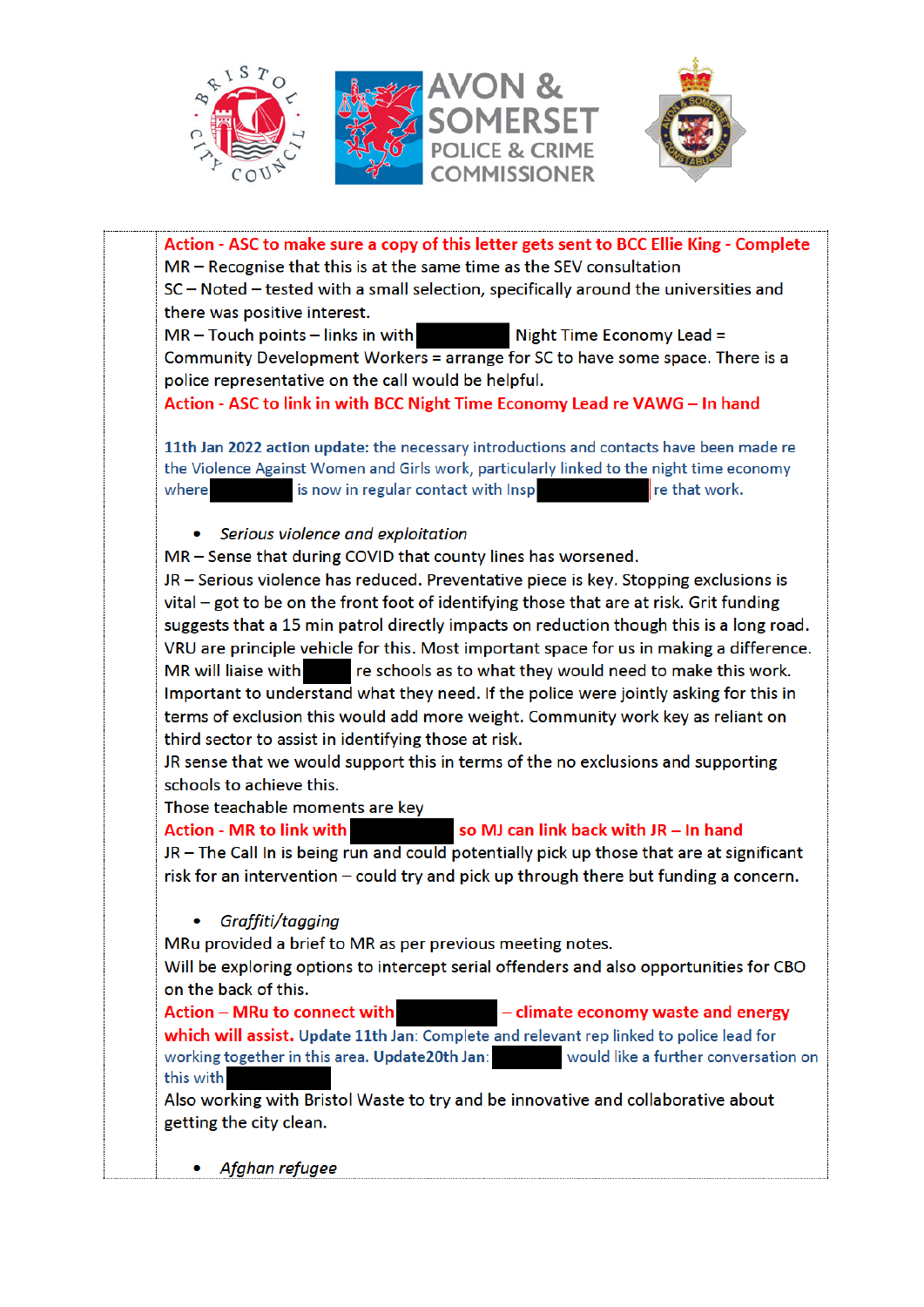Action - ASC to make sure a copy of this letter gets sent to BCC Ellie King - Complete
MR – Recognise that this is at the same time as the SEV consultation
SC – Noted – tested with a small selection, specifically around the universities and there was positive interest.
MR – Touch points – links in with [REDACTED] Night Time Economy Lead = Community Development Workers = arrange for SC to have some space. There is a police representative on the call would be helpful.
Action - ASC to link in with BCC Night Time Economy Lead re VAWG – In hand

**11th Jan 2022 action update:** the necessary introductions and contacts have been made re the Violence Against Women and Girls work, particularly linked to the night time economy where [REDACTED] is now in regular contact with Insp [REDACTED] re that work.

- *Serious violence and exploitation*

MR – Sense that during COVID that county lines has worsened.
JR – Serious violence has reduced. Preventative piece is key. Stopping exclusions is vital – got to be on the front foot of identifying those that are at risk. Grit funding suggests that a 15 min patrol directly impacts on reduction though this is a long road. VRU are principle vehicle for this. Most important space for us in making a difference.
MR will liaise with [REDACTED] re schools as to what they would need to make this work. Important to understand what they need. If the police were jointly asking for this in terms of exclusion this would add more weight. Community work key as reliant on third sector to assist in identifying those at risk.
JR sense that we would support this in terms of the no exclusions and supporting schools to achieve this.
Those teachable moments are key
**Action - MR to link with [REDACTED] so MJ can link back with JR – In hand**
JR – The Call In is being run and could potentially pick up those that are at significant risk for an intervention – could try and pick up through there but funding a concern.

- *Graffiti/tagging*

MRu provided a brief to MR as per previous meeting notes.
Will be exploring options to intercept serial offenders and also opportunities for CBO on the back of this.
**Action – MRu to connect with [REDACTED] – climate economy waste and energy which will assist.** **Update 11th Jan**: Complete and relevant rep linked to police lead for working together in this area. **Update20th Jan**: [REDACTED] would like a further conversation on this with [REDACTED]
Also working with Bristol Waste to try and be innovative and collaborative about getting the city clean.

- *Afghan refugee*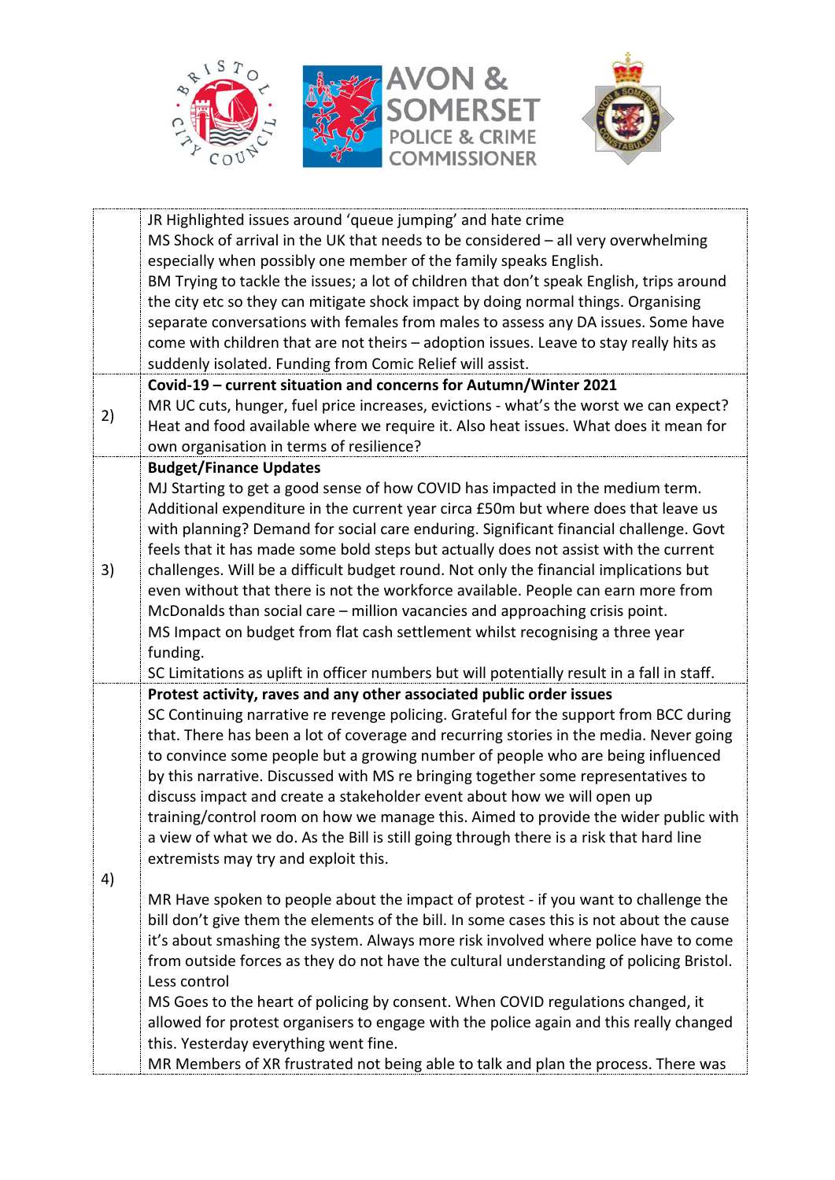| | |
|---|---|
| | JR Highlighted issues around 'queue jumping' and hate crime<br>MS Shock of arrival in the UK that needs to be considered – all very overwhelming especially when possibly one member of the family speaks English.<br>BM Trying to tackle the issues; a lot of children that don't speak English, trips around the city etc so they can mitigate shock impact by doing normal things. Organising separate conversations with females from males to assess any DA issues. Some have come with children that are not theirs – adoption issues. Leave to stay really hits as suddenly isolated. Funding from Comic Relief will assist. |
| 2) | **Covid-19 – current situation and concerns for Autumn/Winter 2021**<br>MR UC cuts, hunger, fuel price increases, evictions - what's the worst we can expect? Heat and food available where we require it. Also heat issues. What does it mean for own organisation in terms of resilience? |
| 3) | **Budget/Finance Updates**<br>MJ Starting to get a good sense of how COVID has impacted in the medium term. Additional expenditure in the current year circa £50m but where does that leave us with planning? Demand for social care enduring. Significant financial challenge. Govt feels that it has made some bold steps but actually does not assist with the current challenges. Will be a difficult budget round. Not only the financial implications but even without that there is not the workforce available. People can earn more from McDonalds than social care – million vacancies and approaching crisis point.<br>MS Impact on budget from flat cash settlement whilst recognising a three year funding.<br>SC Limitations as uplift in officer numbers but will potentially result in a fall in staff. |
| 4) | **Protest activity, raves and any other associated public order issues**<br>SC Continuing narrative re revenge policing. Grateful for the support from BCC during that. There has been a lot of coverage and recurring stories in the media. Never going to convince some people but a growing number of people who are being influenced by this narrative. Discussed with MS re bringing together some representatives to discuss impact and create a stakeholder event about how we will open up training/control room on how we manage this. Aimed to provide the wider public with a view of what we do. As the Bill is still going through there is a risk that hard line extremists may try and exploit this.<br><br>MR Have spoken to people about the impact of protest - if you want to challenge the bill don't give them the elements of the bill. In some cases this is not about the cause it's about smashing the system. Always more risk involved where police have to come from outside forces as they do not have the cultural understanding of policing Bristol. Less control<br>MS Goes to the heart of policing by consent. When COVID regulations changed, it allowed for protest organisers to engage with the police again and this really changed this. Yesterday everything went fine.<br>MR Members of XR frustrated not being able to talk and plan the process. There was |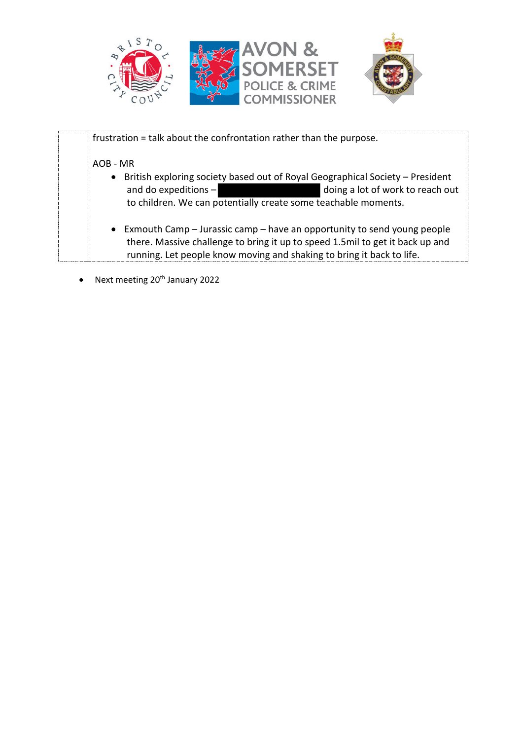| | |
|---|---|
| | frustration = talk about the confrontation rather than the purpose.<br><br>AOB - MR<br>• British exploring society based out of Royal Geographical Society – President and do expeditions – [REDACTED] doing a lot of work to reach out to children. We can potentially create some teachable moments.<br><br>• Exmouth Camp – Jurassic camp – have an opportunity to send young people there. Massive challenge to bring it up to speed 1.5mil to get it back up and running. Let people know moving and shaking to bring it back to life. |

- Next meeting 20th January 2022